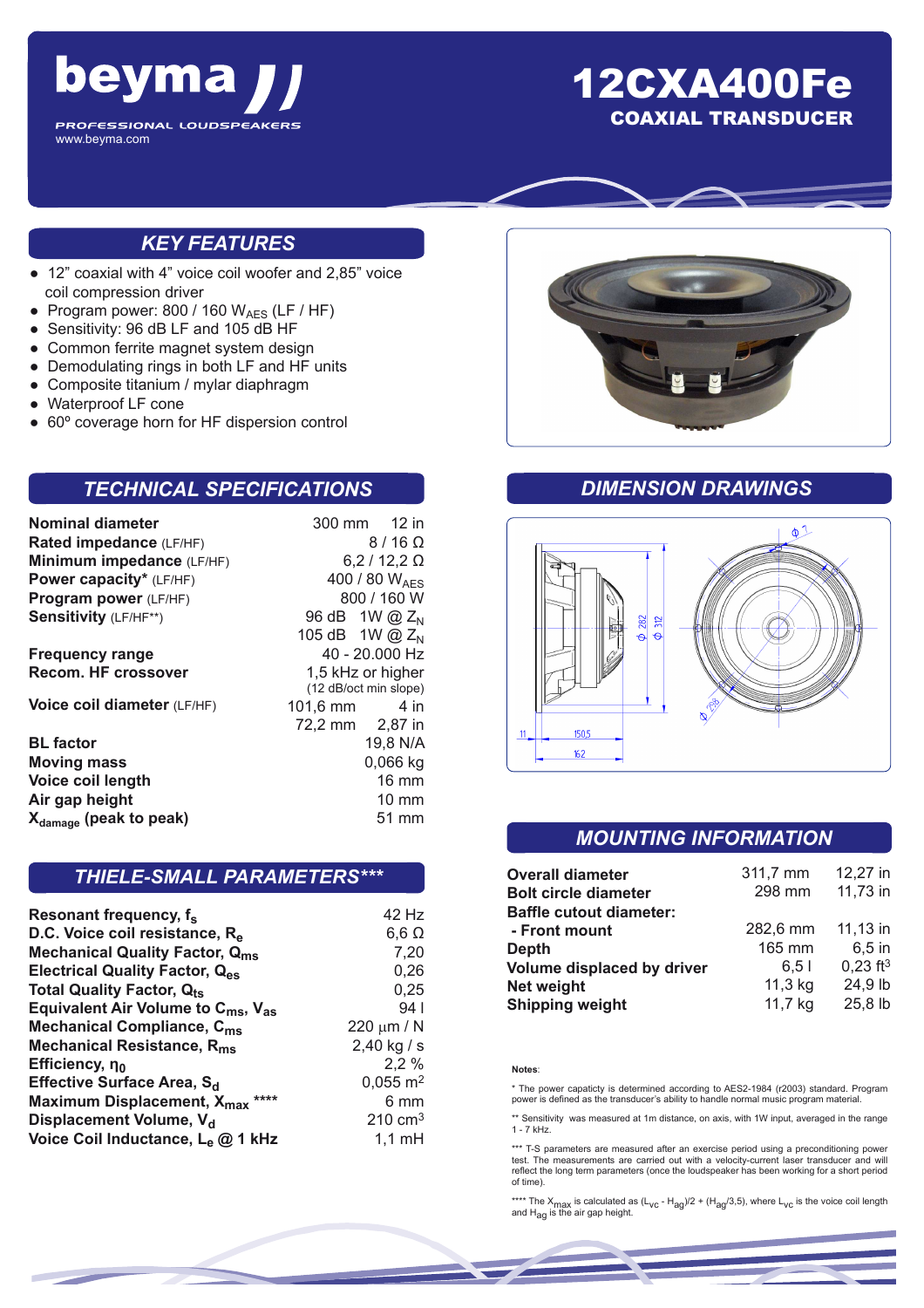# beyma

PROFESSIONAL LOUDSPEAKERS

www.beyma.com

# 12CXA400Fe

## COAXIAL TRANSDUCER

## KEY FEATURES

- 12" coaxial with 4" voice coil woofer and 2,85" voice coil compression driver
- Program power: 800 / 160 $W_{AES}$ (LF / HF)
- Sensitivity: 96 dB LF and 105 dB HF
- Common ferrite magnet system design
- Demodulating rings in both LF and HF units
- Composite titanium / mylar diaphragm
- Waterproof LF cone
- 60º coverage horn for HF dispersion control

## TECHNICAL SPECIFICATIONS

| | |
|---|---|
| **Nominal diameter** | 300 mm 12 in |
| **Rated impedance** (LF/HF) | 8 / 16 Ω |
| **Minimum impedance** (LF/HF) | 6,2 / 12,2 Ω |
| **Power capacity*** (LF/HF) | 400 / 80 $W_{AES}$ |
| **Program power** (LF/HF) | 800 / 160 W |
| **Sensitivity** (LF/HF**) | 96 dB 1W @ $Z_N$ |
| | 105 dB 1W @ $Z_N$ |
| **Frequency range** | 40 - 20.000 Hz |
| **Recom. HF crossover** | 1,5 kHz or higher (12 dB/oct min slope) |
| **Voice coil diameter** (LF/HF) | 101,6 mm 4 in |
| | 72,2 mm 2,87 in |
| **BL factor** | 19,8 N/A |
| **Moving mass** | 0,066 kg |
| **Voice coil length** | 16 mm |
| **Air gap height** | 10 mm |
| **$X_{damage}$ (peak to peak)** | 51 mm |

## THIELE-SMALL PARAMETERS***

| | |
|---|---|
| **Resonant frequency, $f_s$** | 42 Hz |
| **D.C. Voice coil resistance, $R_e$** | 6,6 Ω |
| **Mechanical Quality Factor, $Q_{ms}$** | 7,20 |
| **Electrical Quality Factor, $Q_{es}$** | 0,26 |
| **Total Quality Factor, $Q_{ts}$** | 0,25 |
| **Equivalent Air Volume to $C_{ms}$, $V_{as}$** | 94 l |
| **Mechanical Compliance, $C_{ms}$** | 220 μm / N |
| **Mechanical Resistance, $R_{ms}$** | 2,40 kg / s |
| **Efficiency, $\eta_0$** | 2,2 % |
| **Effective Surface Area, $S_d$** | 0,055 $m^2$ |
| **Maximum Displacement, $X_{max}$ \*\*\*\*** | 6 mm |
| **Displacement Volume, $V_d$** | 210 $cm^3$ |
| **Voice Coil Inductance, $L_e$ @ 1 kHz** | 1,1 mH |

## DIMENSION DRAWINGS

## MOUNTING INFORMATION

| | | |
|---|---|---|
| **Overall diameter** | 311,7 mm | 12,27 in |
| **Bolt circle diameter** | 298 mm | 11,73 in |
| **Baffle cutout diameter:** | | |
| **- Front mount** | 282,6 mm | 11,13 in |
| **Depth** | 165 mm | 6,5 in |
| **Volume displaced by driver** | 6,5 l | 0,23 $ft^3$ |
| **Net weight** | 11,3 kg | 24,9 lb |
| **Shipping weight** | 11,7 kg | 25,8 lb |

**Notes**:

* The power capaticty is determined according to AES2-1984 (r2003) standard. Program power is defined as the transducer's ability to handle normal music program material.

** Sensitivity was measured at 1m distance, on axis, with 1W input, averaged in the range 1 - 7 kHz.

*** T-S parameters are measured after an exercise period using a preconditioning power test. The measurements are carried out with a velocity-current laser transducer and will reflect the long term parameters (once the loudspeaker has been working for a short period of time).

**** The $X_{max}$ is calculated as $(L_{vc} - H_{ag})/2 + (H_{ag}/3,5)$, where $L_{vc}$ is the voice coil length and $H_{ag}$ is the air gap height.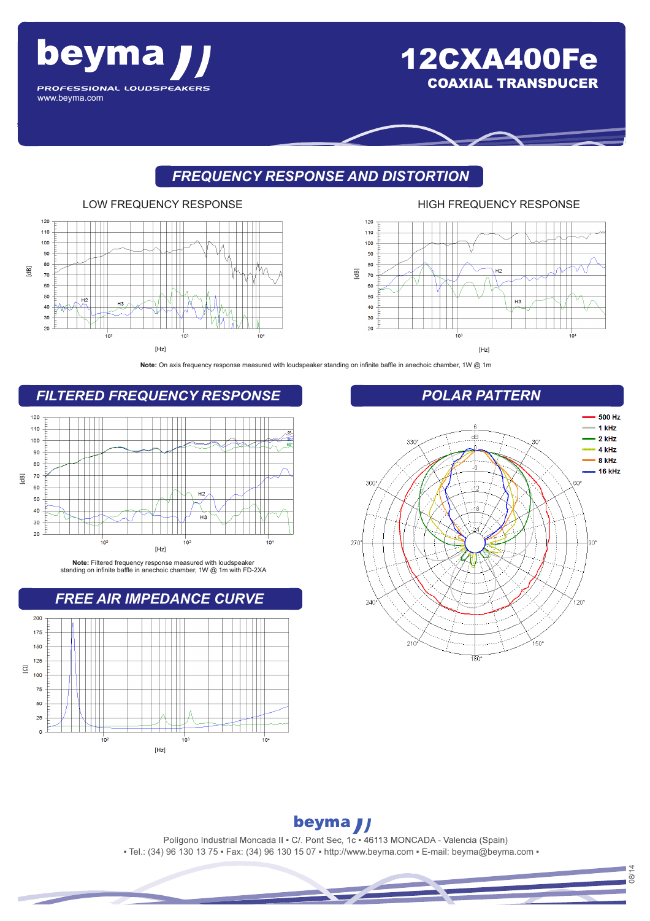# beyma

PROFESSIONAL LOUDSPEAKERS
www.beyma.com

# 12CXA400Fe

## COAXIAL TRANSDUCER

## FREQUENCY RESPONSE AND DISTORTION

LOW FREQUENCY RESPONSE

[dB]
120
110
100
90
80
70
60
50
40
30
20
H2
H3
$10^2$
$10^3$
$10^4$
[Hz]

HIGH FREQUENCY RESPONSE

[dB]
120
110
100
90
80
70
60
50
40
30
20
H2
H3
$10^3$
$10^4$
[Hz]

**Note:** On axis frequency response measured with loudspeaker standing on infinite baffle in anechoic chamber, 1W @ 1m

## FILTERED FREQUENCY RESPONSE

[dB]
120
110
100
90
80
70
60
50
40
30
20
0°
30°
60°
H2
H3
$10^2$
$10^3$
$10^4$
[Hz]

**Note:** Filtered frequency response measured with loudspeaker standing on infinite baffle in anechoic chamber, 1W @ 1m with FD-2XA

## POLAR PATTERN

500 Hz
1 kHz
2 kHz
4 kHz
8 kHz
16 kHz

6
dB
0
-6
-12
-18
-24
0°
30°
60°
90°
120°
150°
180°
210°
240°
270°
300°
330°

## FREE AIR IMPEDANCE CURVE

[Ω]
200
175
150
125
100
75
50
25
0
$10^2$
$10^3$
$10^4$
[Hz]

beyma

Polígono Industrial Moncada II ▪ C/. Pont Sec, 1c ▪ 46113 MONCADA - Valencia (Spain)
▪ Tel.: (34) 96 130 13 75 ▪ Fax: (34) 96 130 15 07 ▪ http://www.beyma.com ▪ E-mail: beyma@beyma.com ▪

08/14